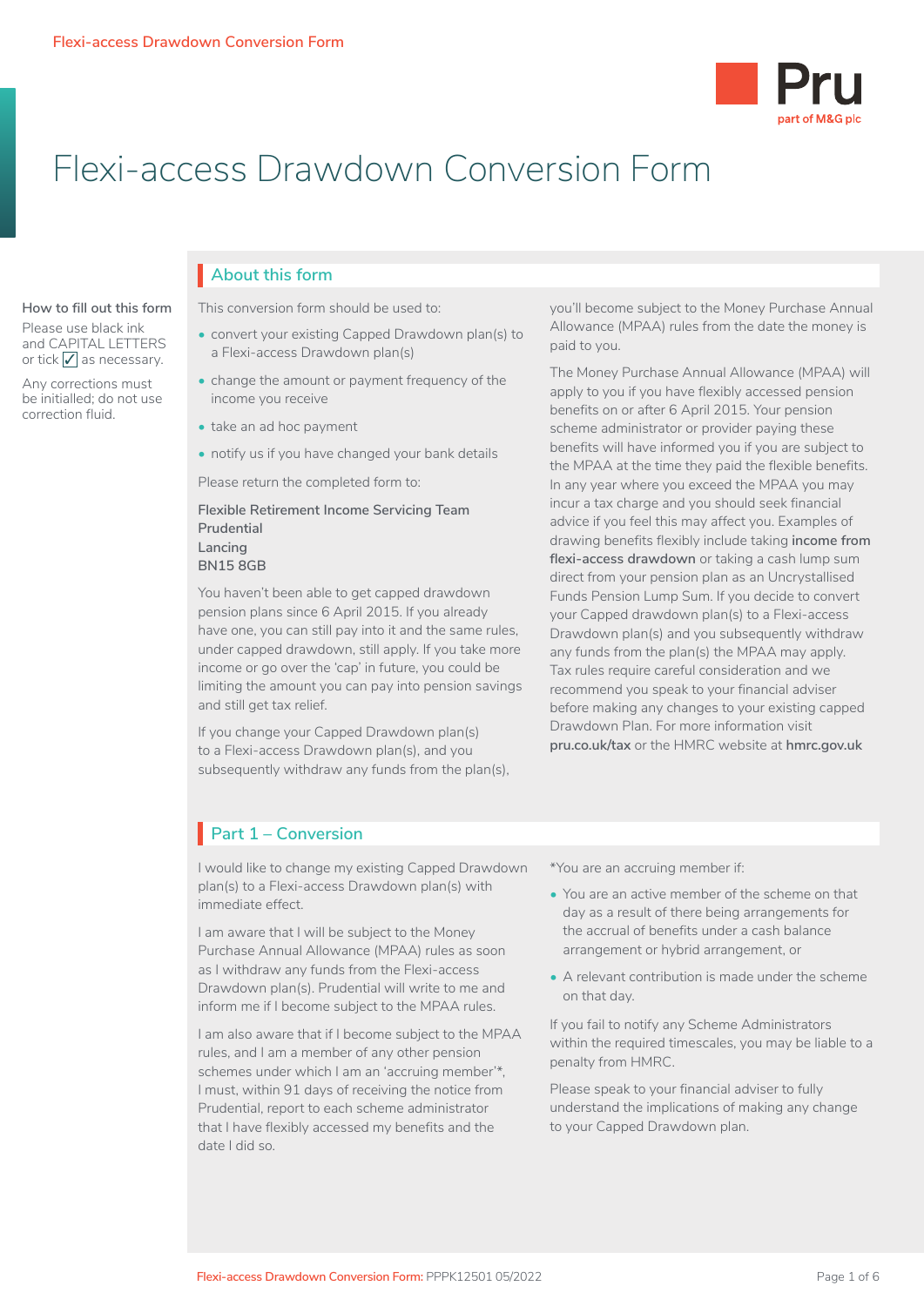# Flexi-access Drawdown Conversion Form

**How to fill out this form**

Please use black ink and CAPITAL LETTERS or tick ✓ as necessary.

Any corrections must be initialled; do not use correction fluid.

## About this form

This conversion form should be used to:

- convert your existing Capped Drawdown plan(s) to a Flexi-access Drawdown plan(s)
- change the amount or payment frequency of the income you receive
- take an ad hoc payment
- notify us if you have changed your bank details

Please return the completed form to:

Flexible Retirement Income Servicing Team
Prudential
Lancing
BN15 8GB

You haven't been able to get capped drawdown pension plans since 6 April 2015. If you already have one, you can still pay into it and the same rules, under capped drawdown, still apply. If you take more income or go over the 'cap' in future, you could be limiting the amount you can pay into pension savings and still get tax relief.

If you change your Capped Drawdown plan(s) to a Flexi-access Drawdown plan(s), and you subsequently withdraw any funds from the plan(s), you'll become subject to the Money Purchase Annual Allowance (MPAA) rules from the date the money is paid to you.

The Money Purchase Annual Allowance (MPAA) will apply to you if you have flexibly accessed pension benefits on or after 6 April 2015. Your pension scheme administrator or provider paying these benefits will have informed you if you are subject to the MPAA at the time they paid the flexible benefits. In any year where you exceed the MPAA you may incur a tax charge and you should seek financial advice if you feel this may affect you. Examples of drawing benefits flexibly include taking **income from flexi-access drawdown** or taking a cash lump sum direct from your pension plan as an Uncrystallised Funds Pension Lump Sum. If you decide to convert your Capped drawdown plan(s) to a Flexi-access Drawdown plan(s) and you subsequently withdraw any funds from the plan(s) the MPAA may apply. Tax rules require careful consideration and we recommend you speak to your financial adviser before making any changes to your existing capped Drawdown Plan. For more information visit **pru.co.uk/tax** or the HMRC website at **hmrc.gov.uk**

## Part 1 – Conversion

I would like to change my existing Capped Drawdown plan(s) to a Flexi-access Drawdown plan(s) with immediate effect.

I am aware that I will be subject to the Money Purchase Annual Allowance (MPAA) rules as soon as I withdraw any funds from the Flexi-access Drawdown plan(s). Prudential will write to me and inform me if I become subject to the MPAA rules.

I am also aware that if I become subject to the MPAA rules, and I am a member of any other pension schemes under which I am an 'accruing member'*, I must, within 91 days of receiving the notice from Prudential, report to each scheme administrator that I have flexibly accessed my benefits and the date I did so.

*You are an accruing member if:

- You are an active member of the scheme on that day as a result of there being arrangements for the accrual of benefits under a cash balance arrangement or hybrid arrangement, or
- A relevant contribution is made under the scheme on that day.

If you fail to notify any Scheme Administrators within the required timescales, you may be liable to a penalty from HMRC.

Please speak to your financial adviser to fully understand the implications of making any change to your Capped Drawdown plan.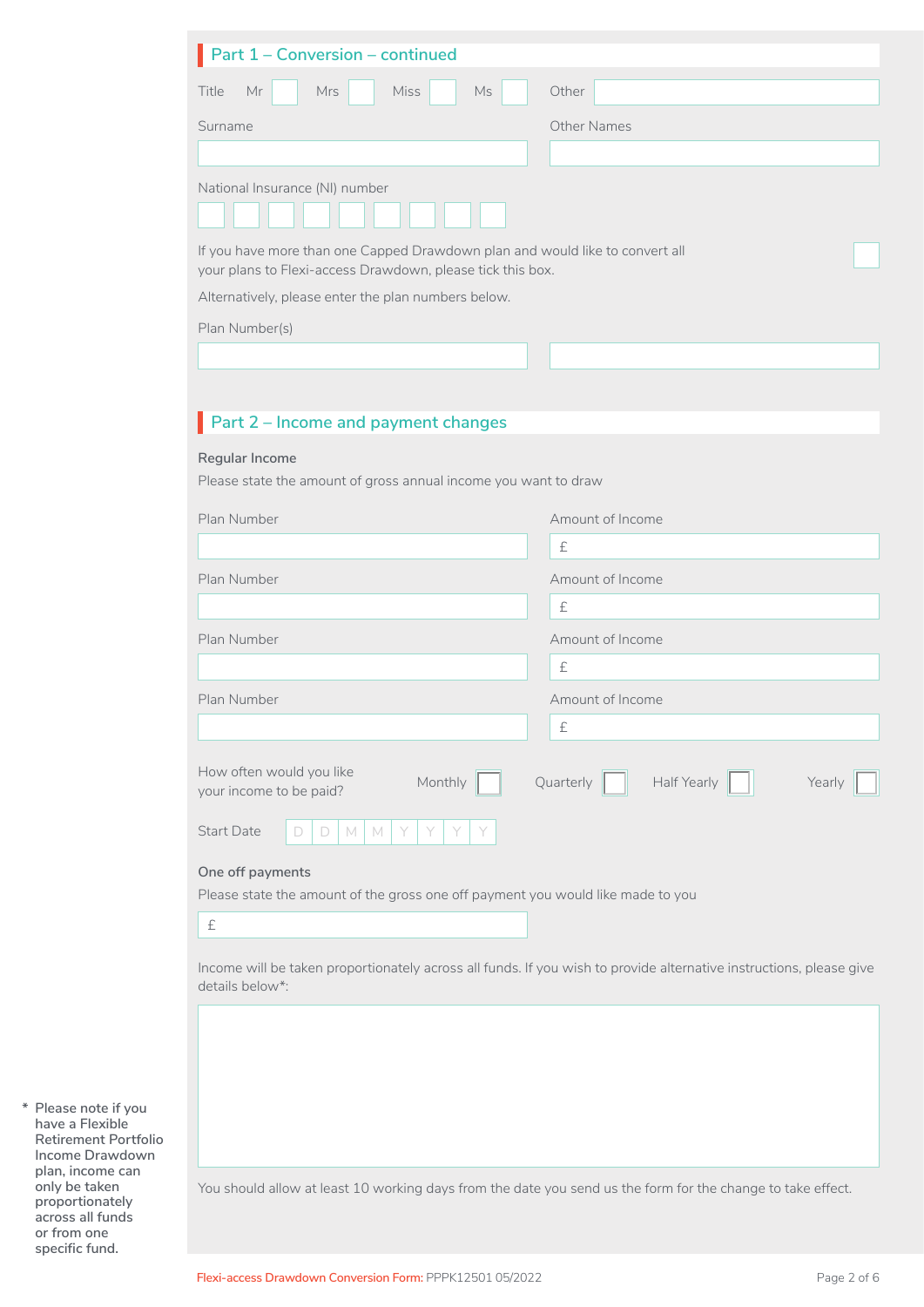## Part 1 – Conversion – continued

Title Mr ☐ Mrs ☐ Miss ☐ Ms ☐ Other ____________

Surname ____________ Other Names ____________

National Insurance (NI) number ☐☐☐☐☐☐☐☐☐

If you have more than one Capped Drawdown plan and would like to convert all your plans to Flexi-access Drawdown, please tick this box. ☐

Alternatively, please enter the plan numbers below.

Plan Number(s)

____________ ____________

## Part 2 – Income and payment changes

**Regular Income**

Please state the amount of gross annual income you want to draw

| Plan Number | Amount of Income |
|---|---|
| | £ |
| | £ |
| | £ |
| | £ |

How often would you like your income to be paid? Monthly ☐ Quarterly ☐ Half Yearly ☐ Yearly ☐

Start Date D D M M Y Y Y Y

**One off payments**

Please state the amount of the gross one off payment you would like made to you

£

Income will be taken proportionately across all funds. If you wish to provide alternative instructions, please give details below*:

You should allow at least 10 working days from the date you send us the form for the change to take effect.

\* Please note if you have a Flexible Retirement Portfolio Income Drawdown plan, income can only be taken proportionately across all funds or from one specific fund.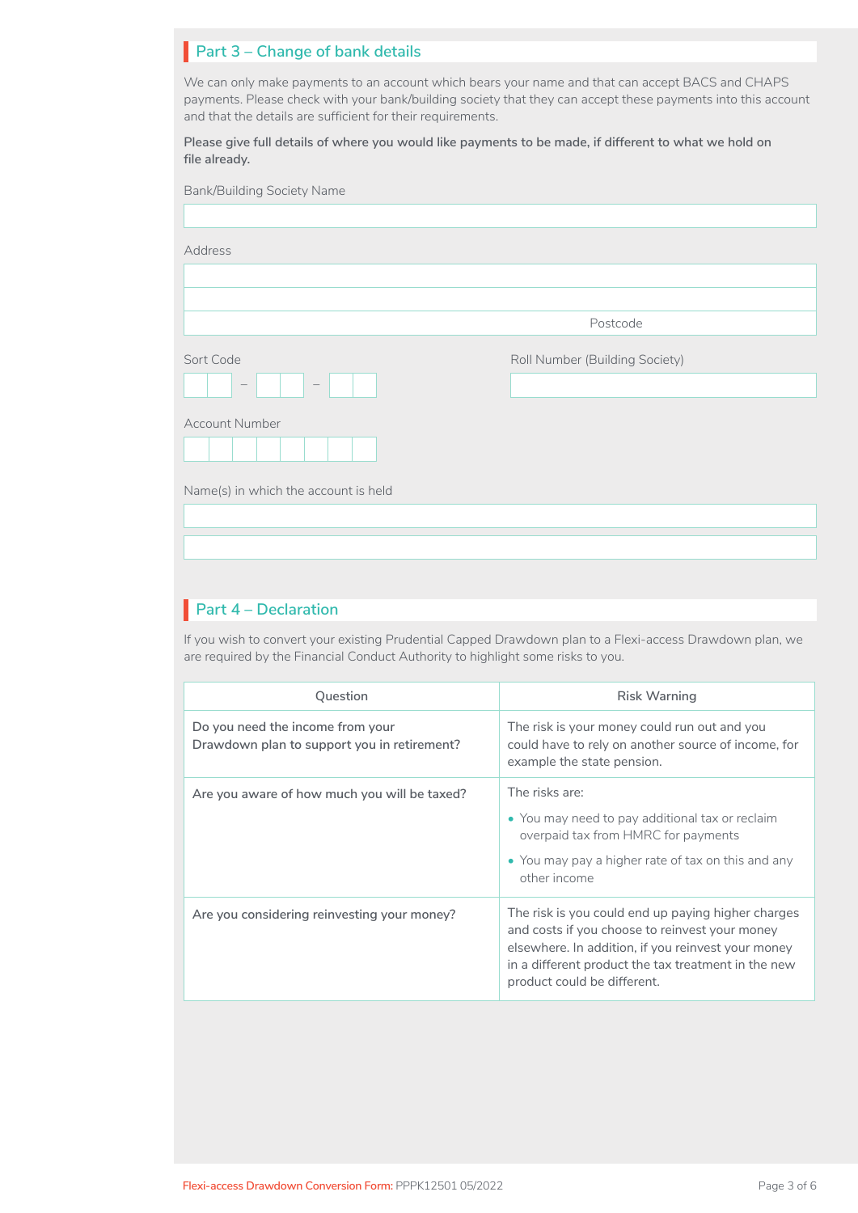## Part 3 – Change of bank details

We can only make payments to an account which bears your name and that can accept BACS and CHAPS payments. Please check with your bank/building society that they can accept these payments into this account and that the details are sufficient for their requirements.

**Please give full details of where you would like payments to be made, if different to what we hold on file already.**

Bank/Building Society Name

Address

Postcode

Sort Code

Roll Number (Building Society)

Account Number

Name(s) in which the account is held

## Part 4 – Declaration

If you wish to convert your existing Prudential Capped Drawdown plan to a Flexi-access Drawdown plan, we are required by the Financial Conduct Authority to highlight some risks to you.

| Question | Risk Warning |
|---|---|
| Do you need the income from your Drawdown plan to support you in retirement? | The risk is your money could run out and you could have to rely on another source of income, for example the state pension. |
| Are you aware of how much you will be taxed? | The risks are:<br>• You may need to pay additional tax or reclaim overpaid tax from HMRC for payments<br>• You may pay a higher rate of tax on this and any other income |
| Are you considering reinvesting your money? | The risk is you could end up paying higher charges and costs if you choose to reinvest your money elsewhere. In addition, if you reinvest your money in a different product the tax treatment in the new product could be different. |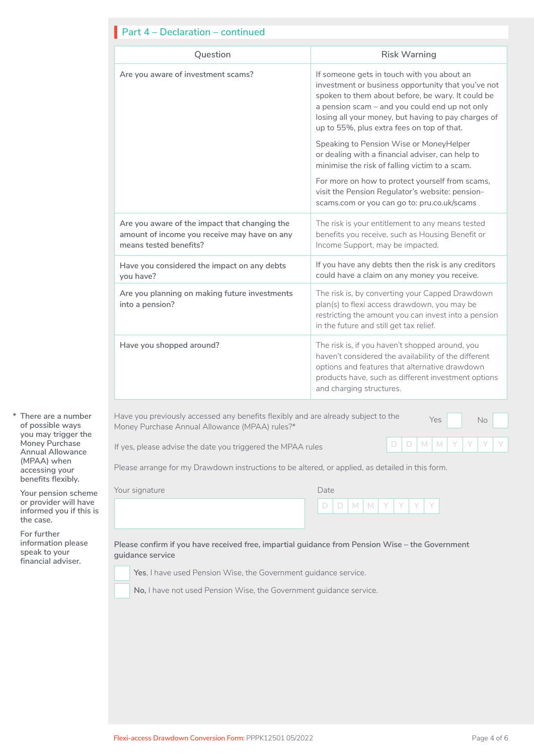## Part 4 – Declaration – continued

| Question | Risk Warning |
|---|---|
| Are you aware of investment scams? | If someone gets in touch with you about an investment or business opportunity that you've not spoken to them about before, be wary. It could be a pension scam – and you could end up not only losing all your money, but having to pay charges of up to 55%, plus extra fees on top of that. Speaking to Pension Wise or MoneyHelper or dealing with a financial adviser, can help to minimise the risk of falling victim to a scam. For more on how to protect yourself from scams, visit the Pension Regulator's website: pension-scams.com or you can go to: pru.co.uk/scams |
| Are you aware of the impact that changing the amount of income you receive may have on any means tested benefits? | The risk is your entitlement to any means tested benefits you receive, such as Housing Benefit or Income Support, may be impacted. |
| Have you considered the impact on any debts you have? | If you have any debts then the risk is any creditors could have a claim on any money you receive. |
| Are you planning on making future investments into a pension? | The risk is, by converting your Capped Drawdown plan(s) to flexi access drawdown, you may be restricting the amount you can invest into a pension in the future and still get tax relief. |
| Have you shopped around? | The risk is, if you haven't shopped around, you haven't considered the availability of the different options and features that alternative drawdown products have, such as different investment options and charging structures. |

Have you previously accessed any benefits flexibly and are already subject to the Money Purchase Annual Allowance (MPAA) rules?* Yes ☐ No ☐

If yes, please advise the date you triggered the MPAA rules D D M M Y Y Y Y

Please arrange for my Drawdown instructions to be altered, or applied, as detailed in this form.

Your signature

Date D D M M Y Y Y Y

**Please confirm if you have received free, impartial guidance from Pension Wise – the Government guidance service**

☐ **Yes**, I have used Pension Wise, the Government guidance service.

☐ **No,** I have not used Pension Wise, the Government guidance service.

\* There are a number of possible ways you may trigger the Money Purchase Annual Allowance (MPAA) when accessing your benefits flexibly.

Your pension scheme or provider will have informed you if this is the case.

For further information please speak to your financial adviser.

Flexi-access Drawdown Conversion Form: PPPK12501 05/2022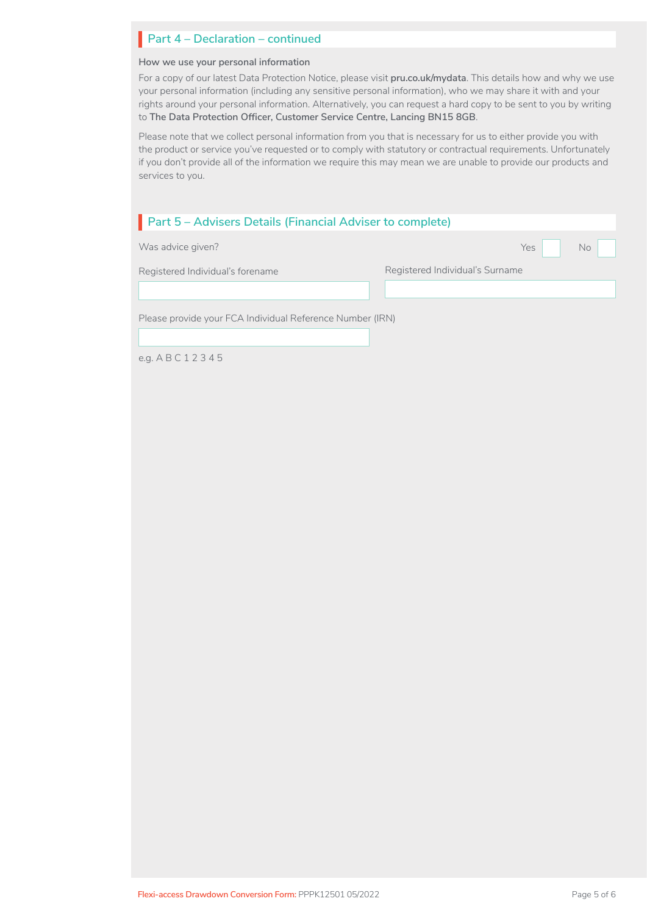## Part 4 – Declaration – continued

**How we use your personal information**

For a copy of our latest Data Protection Notice, please visit **pru.co.uk/mydata**. This details how and why we use your personal information (including any sensitive personal information), who we may share it with and your rights around your personal information. Alternatively, you can request a hard copy to be sent to you by writing to **The Data Protection Officer, Customer Service Centre, Lancing BN15 8GB**.

Please note that we collect personal information from you that is necessary for us to either provide you with the product or service you've requested or to comply with statutory or contractual requirements. Unfortunately if you don't provide all of the information we require this may mean we are unable to provide our products and services to you.

## Part 5 – Advisers Details (Financial Adviser to complete)

Was advice given? Yes ☐ No ☐

Registered Individual's forename

Registered Individual's Surname

Please provide your FCA Individual Reference Number (IRN)

e.g. A B C 1 2 3 4 5

Flexi-access Drawdown Conversion Form: PPPK12501 05/2022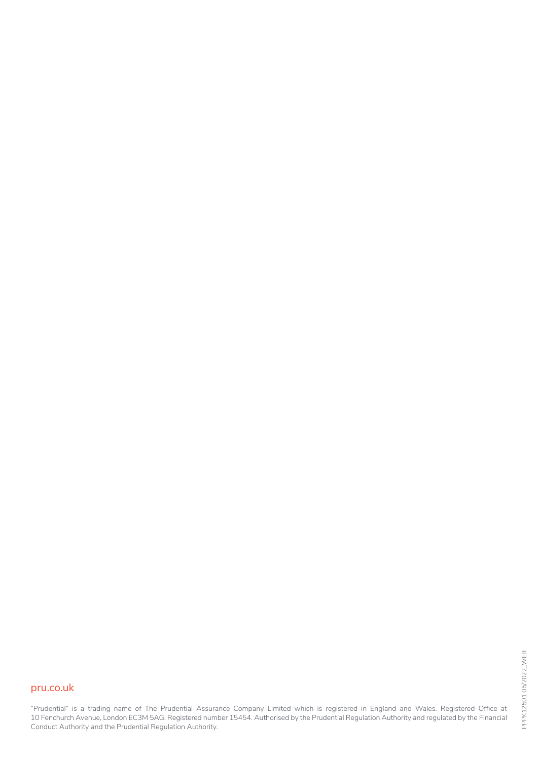pru.co.uk

"Prudential" is a trading name of The Prudential Assurance Company Limited which is registered in England and Wales. Registered Office at 10 Fenchurch Avenue, London EC3M 5AG. Registered number 15454. Authorised by the Prudential Regulation Authority and regulated by the Financial Conduct Authority and the Prudential Regulation Authority.

PPPK12501 05/2022_WEB